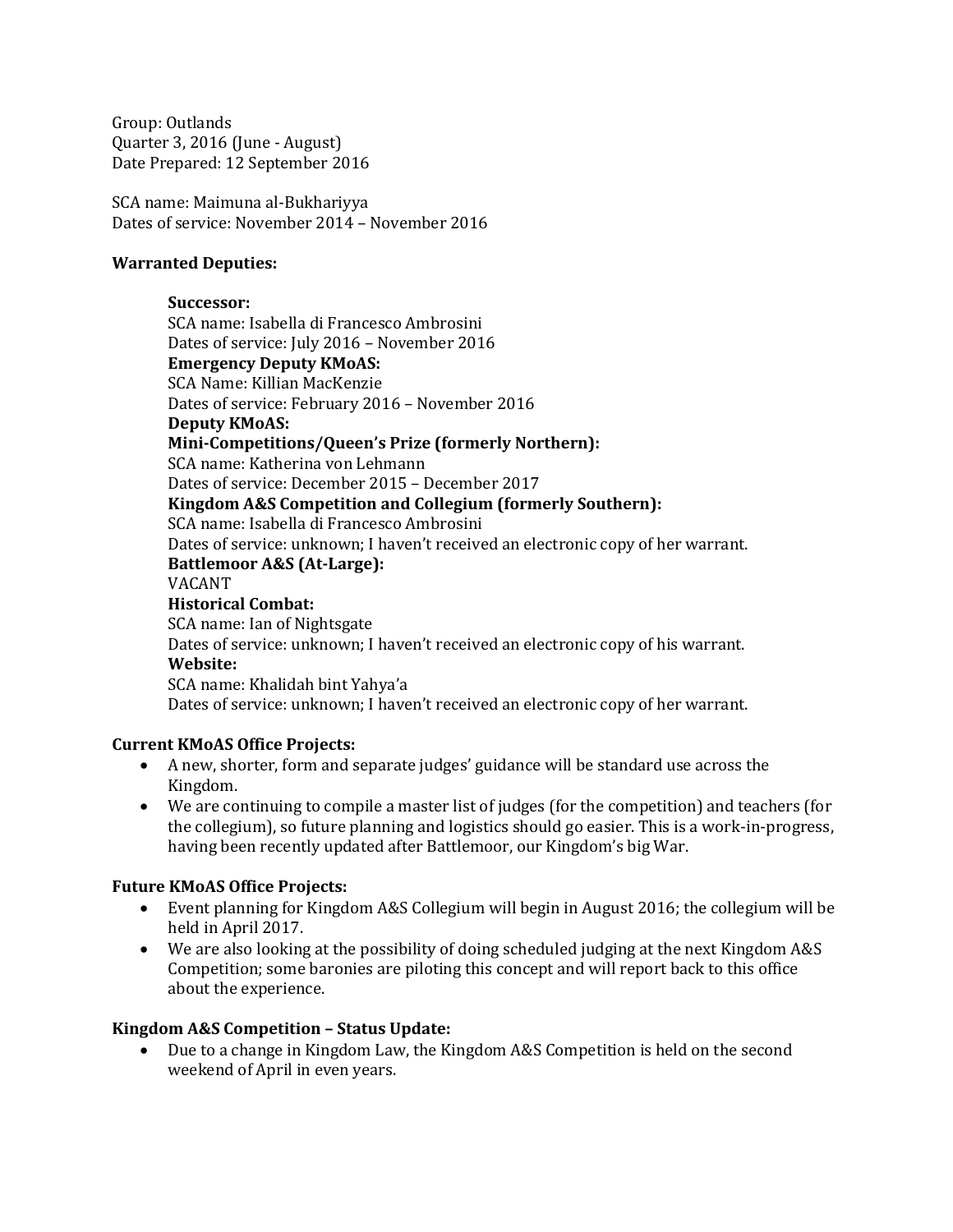Group: Outlands
Quarter 3, 2016 (June - August)
Date Prepared: 12 September 2016

SCA name: Maimuna al-Bukhariyya
Dates of service: November 2014 – November 2016

**Warranted Deputies:**

> **Successor:**
> SCA name: Isabella di Francesco Ambrosini
> Dates of service: July 2016 – November 2016
> **Emergency Deputy KMoAS:**
> SCA Name: Killian MacKenzie
> Dates of service: February 2016 – November 2016
> **Deputy KMoAS:**
> **Mini-Competitions/Queen's Prize (formerly Northern):**
> SCA name: Katherina von Lehmann
> Dates of service: December 2015 – December 2017
> **Kingdom A&S Competition and Collegium (formerly Southern):**
> SCA name: Isabella di Francesco Ambrosini
> Dates of service: unknown; I haven't received an electronic copy of her warrant.
> **Battlemoor A&S (At-Large):**
> VACANT
> **Historical Combat:**
> SCA name: Ian of Nightsgate
> Dates of service: unknown; I haven't received an electronic copy of his warrant.
> **Website:**
> SCA name: Khalidah bint Yahya'a
> Dates of service: unknown; I haven't received an electronic copy of her warrant.

**Current KMoAS Office Projects:**

- A new, shorter, form and separate judges' guidance will be standard use across the Kingdom.
- We are continuing to compile a master list of judges (for the competition) and teachers (for the collegium), so future planning and logistics should go easier. This is a work-in-progress, having been recently updated after Battlemoor, our Kingdom's big War.

**Future KMoAS Office Projects:**

- Event planning for Kingdom A&S Collegium will begin in August 2016; the collegium will be held in April 2017.
- We are also looking at the possibility of doing scheduled judging at the next Kingdom A&S Competition; some baronies are piloting this concept and will report back to this office about the experience.

**Kingdom A&S Competition – Status Update:**

- Due to a change in Kingdom Law, the Kingdom A&S Competition is held on the second weekend of April in even years.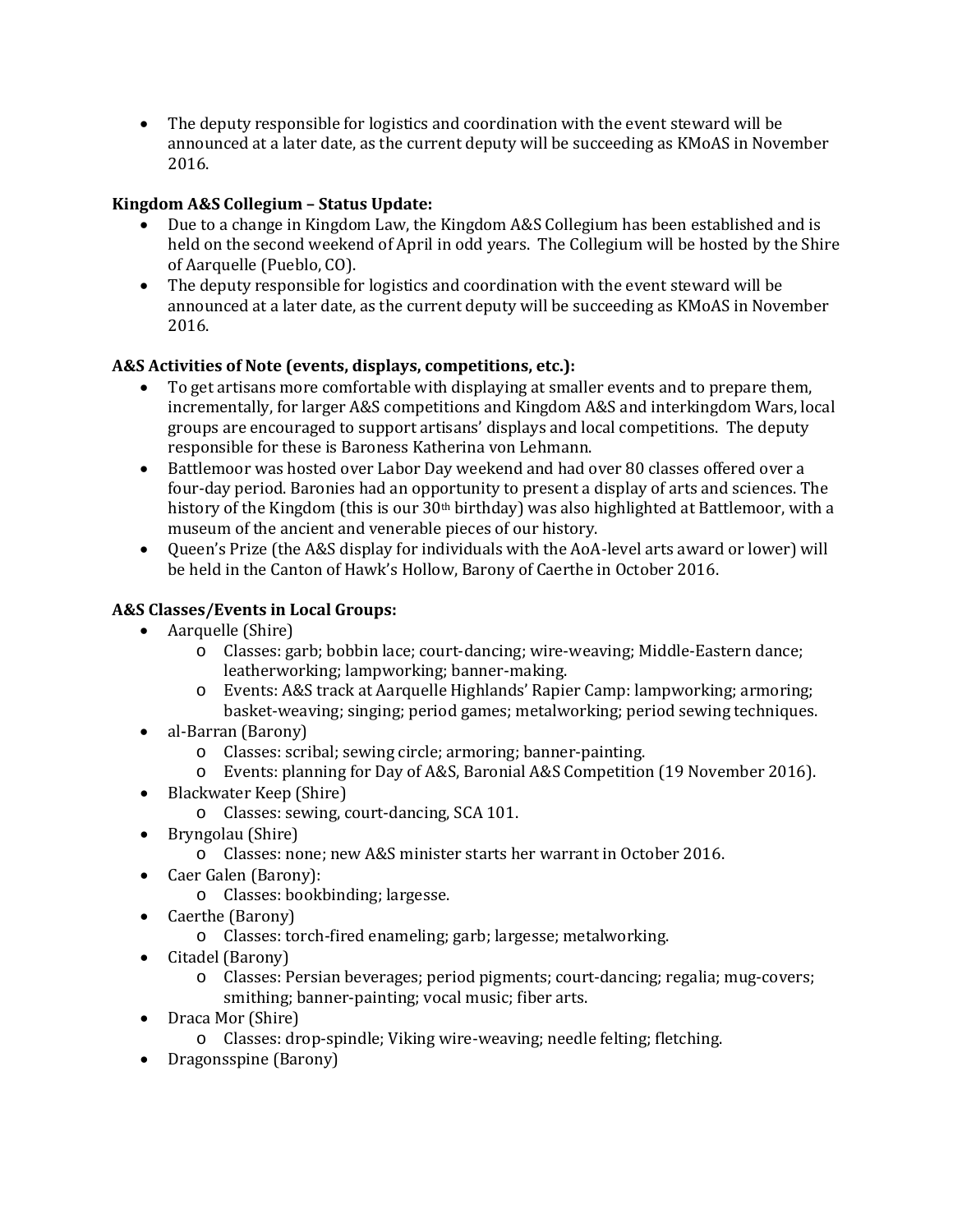- The deputy responsible for logistics and coordination with the event steward will be announced at a later date, as the current deputy will be succeeding as KMoAS in November 2016.

**Kingdom A&S Collegium – Status Update:**

- Due to a change in Kingdom Law, the Kingdom A&S Collegium has been established and is held on the second weekend of April in odd years. The Collegium will be hosted by the Shire of Aarquelle (Pueblo, CO).
- The deputy responsible for logistics and coordination with the event steward will be announced at a later date, as the current deputy will be succeeding as KMoAS in November 2016.

**A&S Activities of Note (events, displays, competitions, etc.):**

- To get artisans more comfortable with displaying at smaller events and to prepare them, incrementally, for larger A&S competitions and Kingdom A&S and interkingdom Wars, local groups are encouraged to support artisans' displays and local competitions. The deputy responsible for these is Baroness Katherina von Lehmann.
- Battlemoor was hosted over Labor Day weekend and had over 80 classes offered over a four-day period. Baronies had an opportunity to present a display of arts and sciences. The history of the Kingdom (this is our 30th birthday) was also highlighted at Battlemoor, with a museum of the ancient and venerable pieces of our history.
- Queen's Prize (the A&S display for individuals with the AoA-level arts award or lower) will be held in the Canton of Hawk's Hollow, Barony of Caerthe in October 2016.

**A&S Classes/Events in Local Groups:**

- Aarquelle (Shire)
  - Classes: garb; bobbin lace; court-dancing; wire-weaving; Middle-Eastern dance; leatherworking; lampworking; banner-making.
  - Events: A&S track at Aarquelle Highlands' Rapier Camp: lampworking; armoring; basket-weaving; singing; period games; metalworking; period sewing techniques.
- al-Barran (Barony)
  - Classes: scribal; sewing circle; armoring; banner-painting.
  - Events: planning for Day of A&S, Baronial A&S Competition (19 November 2016).
- Blackwater Keep (Shire)
  - Classes: sewing, court-dancing, SCA 101.
- Bryngolau (Shire)
  - Classes: none; new A&S minister starts her warrant in October 2016.
- Caer Galen (Barony):
  - Classes: bookbinding; largesse.
- Caerthe (Barony)
  - Classes: torch-fired enameling; garb; largesse; metalworking.
- Citadel (Barony)
  - Classes: Persian beverages; period pigments; court-dancing; regalia; mug-covers; smithing; banner-painting; vocal music; fiber arts.
- Draca Mor (Shire)
  - Classes: drop-spindle; Viking wire-weaving; needle felting; fletching.
- Dragonsspine (Barony)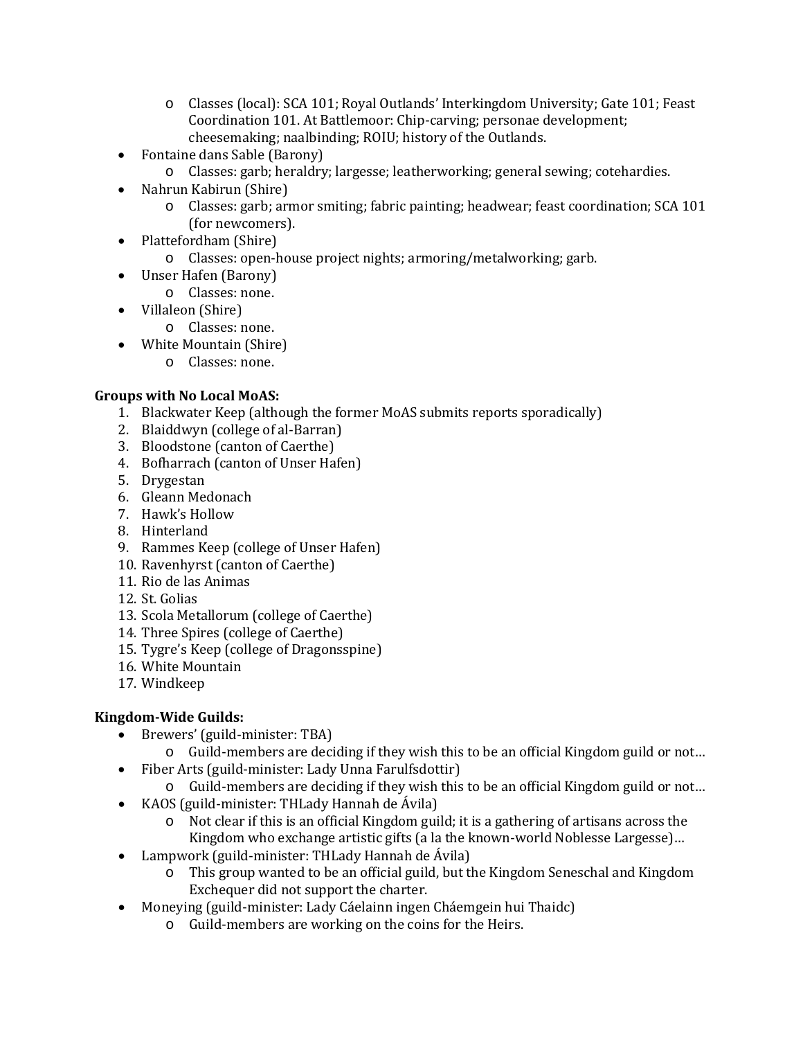- Classes (local): SCA 101; Royal Outlands' Interkingdom University; Gate 101; Feast Coordination 101. At Battlemoor: Chip-carving; personae development; cheesemaking; naalbinding; ROIU; history of the Outlands.
- Fontaine dans Sable (Barony)
  - Classes: garb; heraldry; largesse; leatherworking; general sewing; cotehardies.
- Nahrun Kabirun (Shire)
  - Classes: garb; armor smiting; fabric painting; headwear; feast coordination; SCA 101 (for newcomers).
- Plattefordham (Shire)
  - Classes: open-house project nights; armoring/metalworking; garb.
- Unser Hafen (Barony)
  - Classes: none.
- Villaleon (Shire)
  - Classes: none.
- White Mountain (Shire)
  - Classes: none.

**Groups with No Local MoAS:**

1. Blackwater Keep (although the former MoAS submits reports sporadically)
2. Blaiddwyn (college of al-Barran)
3. Bloodstone (canton of Caerthe)
4. Bofharrach (canton of Unser Hafen)
5. Drygestan
6. Gleann Medonach
7. Hawk's Hollow
8. Hinterland
9. Rammes Keep (college of Unser Hafen)
10. Ravenhyrst (canton of Caerthe)
11. Rio de las Animas
12. St. Golias
13. Scola Metallorum (college of Caerthe)
14. Three Spires (college of Caerthe)
15. Tygre's Keep (college of Dragonsspine)
16. White Mountain
17. Windkeep

**Kingdom-Wide Guilds:**

- Brewers' (guild-minister: TBA)
  - Guild-members are deciding if they wish this to be an official Kingdom guild or not…
- Fiber Arts (guild-minister: Lady Unna Farulfsdottir)
  - Guild-members are deciding if they wish this to be an official Kingdom guild or not…
- KAOS (guild-minister: THLady Hannah de Ávila)
  - Not clear if this is an official Kingdom guild; it is a gathering of artisans across the Kingdom who exchange artistic gifts (a la the known-world Noblesse Largesse)…
- Lampwork (guild-minister: THLady Hannah de Ávila)
  - This group wanted to be an official guild, but the Kingdom Seneschal and Kingdom Exchequer did not support the charter.
- Moneying (guild-minister: Lady Cáelainn ingen Cháemgein hui Thaidc)
  - Guild-members are working on the coins for the Heirs.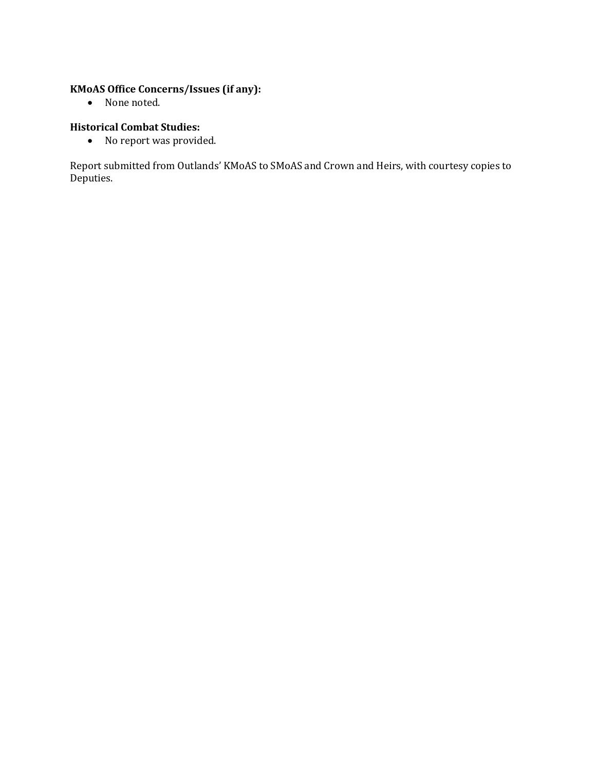**KMoAS Office Concerns/Issues (if any):**

- None noted.

**Historical Combat Studies:**

- No report was provided.

Report submitted from Outlands' KMoAS to SMoAS and Crown and Heirs, with courtesy copies to Deputies.